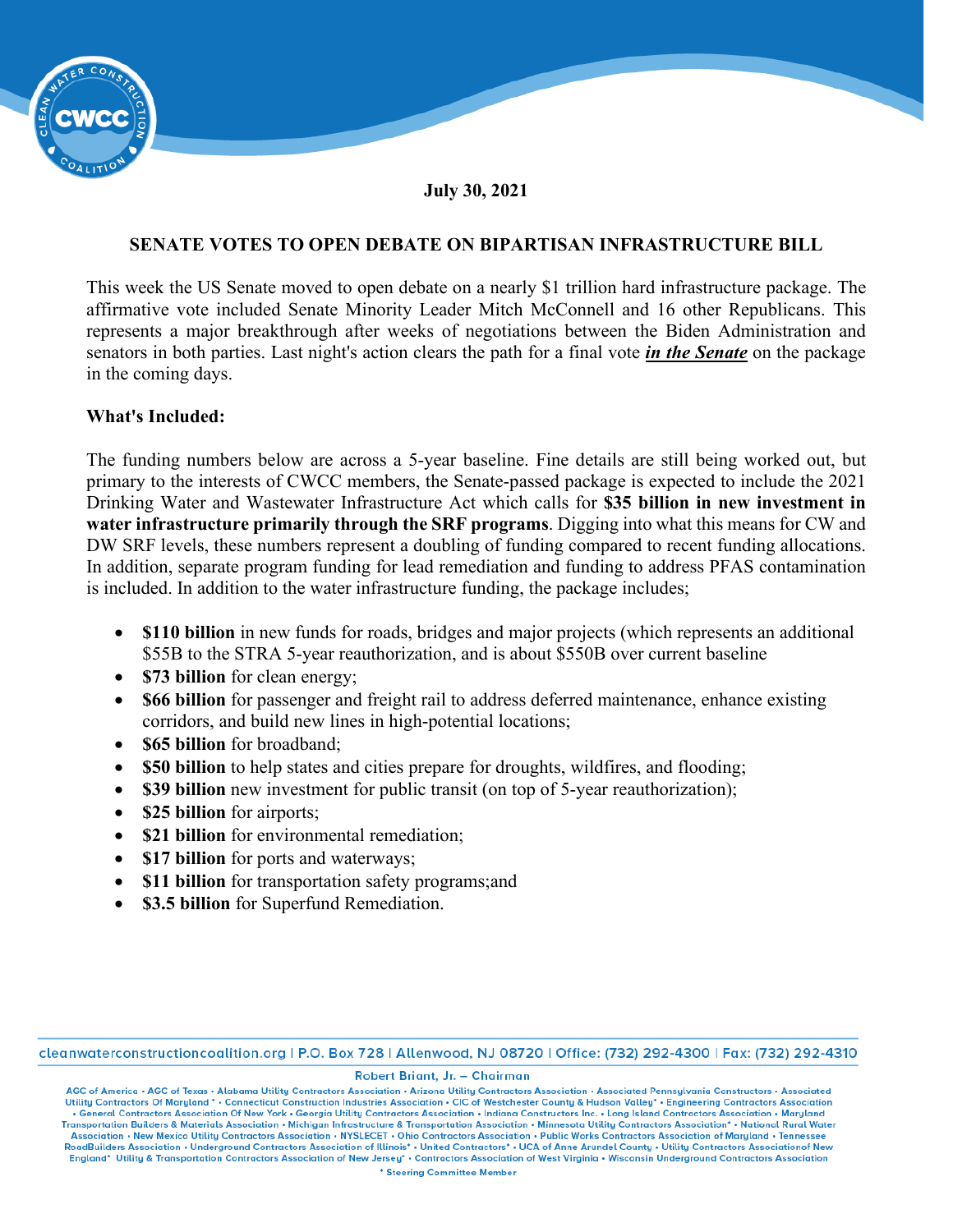**July 30, 2021**

## SENATE VOTES TO OPEN DEBATE ON BIPARTISAN INFRASTRUCTURE BILL

This week the US Senate moved to open debate on a nearly $1 trillion hard infrastructure package. The affirmative vote included Senate Minority Leader Mitch McConnell and 16 other Republicans. This represents a major breakthrough after weeks of negotiations between the Biden Administration and senators in both parties. Last night's action clears the path for a final vote ***in the Senate*** on the package in the coming days.

**What's Included:**

The funding numbers below are across a 5-year baseline. Fine details are still being worked out, but primary to the interests of CWCC members, the Senate-passed package is expected to include the 2021 Drinking Water and Wastewater Infrastructure Act which calls for **$35 billion in new investment in water infrastructure primarily through the SRF programs**. Digging into what this means for CW and DW SRF levels, these numbers represent a doubling of funding compared to recent funding allocations. In addition, separate program funding for lead remediation and funding to address PFAS contamination is included. In addition to the water infrastructure funding, the package includes;

- **$110 billion** in new funds for roads, bridges and major projects (which represents an additional $55B to the STRA 5-year reauthorization, and is about $550B over current baseline
- **$73 billion** for clean energy;
- **$66 billion** for passenger and freight rail to address deferred maintenance, enhance existing corridors, and build new lines in high-potential locations;
- **$65 billion** for broadband;
- **$50 billion** to help states and cities prepare for droughts, wildfires, and flooding;
- **$39 billion** new investment for public transit (on top of 5-year reauthorization);
- **$25 billion** for airports;
- **$21 billion** for environmental remediation;
- **$17 billion** for ports and waterways;
- **$11 billion** for transportation safety programs;and
- **$3.5 billion** for Superfund Remediation.

cleanwaterconstructioncoalition.org | P.O. Box 728 | Allenwood, NJ 08720 | Office: (732) 292-4300 | Fax: (732) 292-4310

Robert Briant, Jr. – Chairman

AGC of America • AGC of Texas • Alabama Utility Contractors Association • Arizona Utility Contractors Association • Associated Pennsylvania Constructors • Associated Utility Contractors Of Maryland * • Connecticut Construction Industries Association • CIC of Westchester County & Hudson Valley* • Engineering Contractors Association • General Contractors Association Of New York • Georgia Utility Contractors Association • Indiana Constructors Inc. • Long Island Contractors Association • Maryland Transportation Builders & Materials Association • Michigan Infrastructure & Transportation Association • Minnesota Utility Contractors Association* • National Rural Water Association • New Mexico Utility Contractors Association • NYSLECET • Ohio Contractors Association • Public Works Contractors Association of Maryland • Tennessee RoadBuilders Association • Underground Contractors Association of Illinois* • United Contractors* • UCA of Anne Arundel County • Utility Contractors Associationof New England* Utility & Transportation Contractors Association of New Jersey* • Contractors Association of West Virginia • Wisconsin Underground Contractors Association

* Steering Committee Member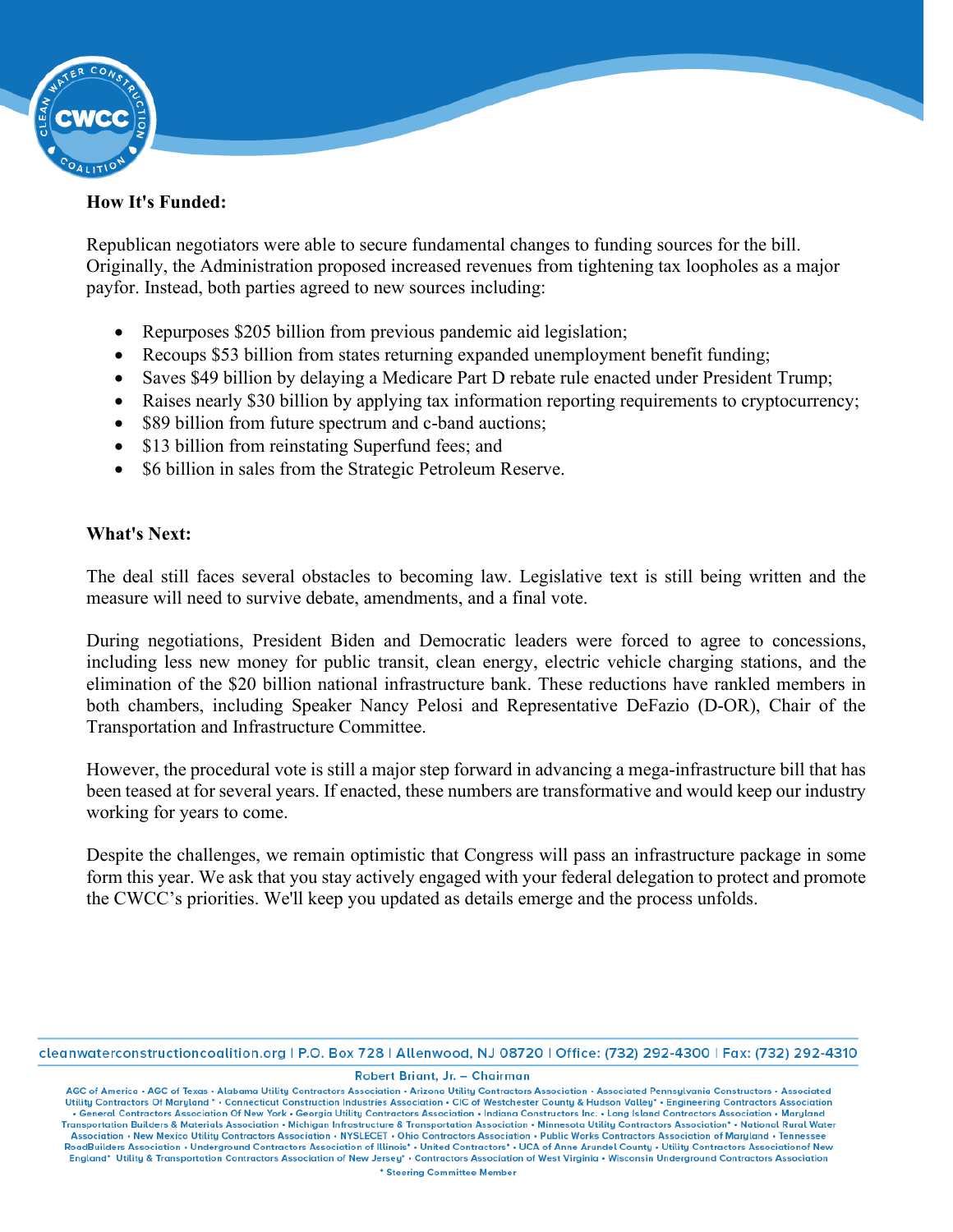**How It's Funded:**

Republican negotiators were able to secure fundamental changes to funding sources for the bill. Originally, the Administration proposed increased revenues from tightening tax loopholes as a major payfor. Instead, both parties agreed to new sources including:

- Repurposes $205 billion from previous pandemic aid legislation;
- Recoups $53 billion from states returning expanded unemployment benefit funding;
- Saves $49 billion by delaying a Medicare Part D rebate rule enacted under President Trump;
- Raises nearly $30 billion by applying tax information reporting requirements to cryptocurrency;
- $89 billion from future spectrum and c-band auctions;
- $13 billion from reinstating Superfund fees; and
- $6 billion in sales from the Strategic Petroleum Reserve.

**What's Next:**

The deal still faces several obstacles to becoming law. Legislative text is still being written and the measure will need to survive debate, amendments, and a final vote.

During negotiations, President Biden and Democratic leaders were forced to agree to concessions, including less new money for public transit, clean energy, electric vehicle charging stations, and the elimination of the $20 billion national infrastructure bank. These reductions have rankled members in both chambers, including Speaker Nancy Pelosi and Representative DeFazio (D-OR), Chair of the Transportation and Infrastructure Committee.

However, the procedural vote is still a major step forward in advancing a mega-infrastructure bill that has been teased at for several years. If enacted, these numbers are transformative and would keep our industry working for years to come.

Despite the challenges, we remain optimistic that Congress will pass an infrastructure package in some form this year. We ask that you stay actively engaged with your federal delegation to protect and promote the CWCC's priorities. We'll keep you updated as details emerge and the process unfolds.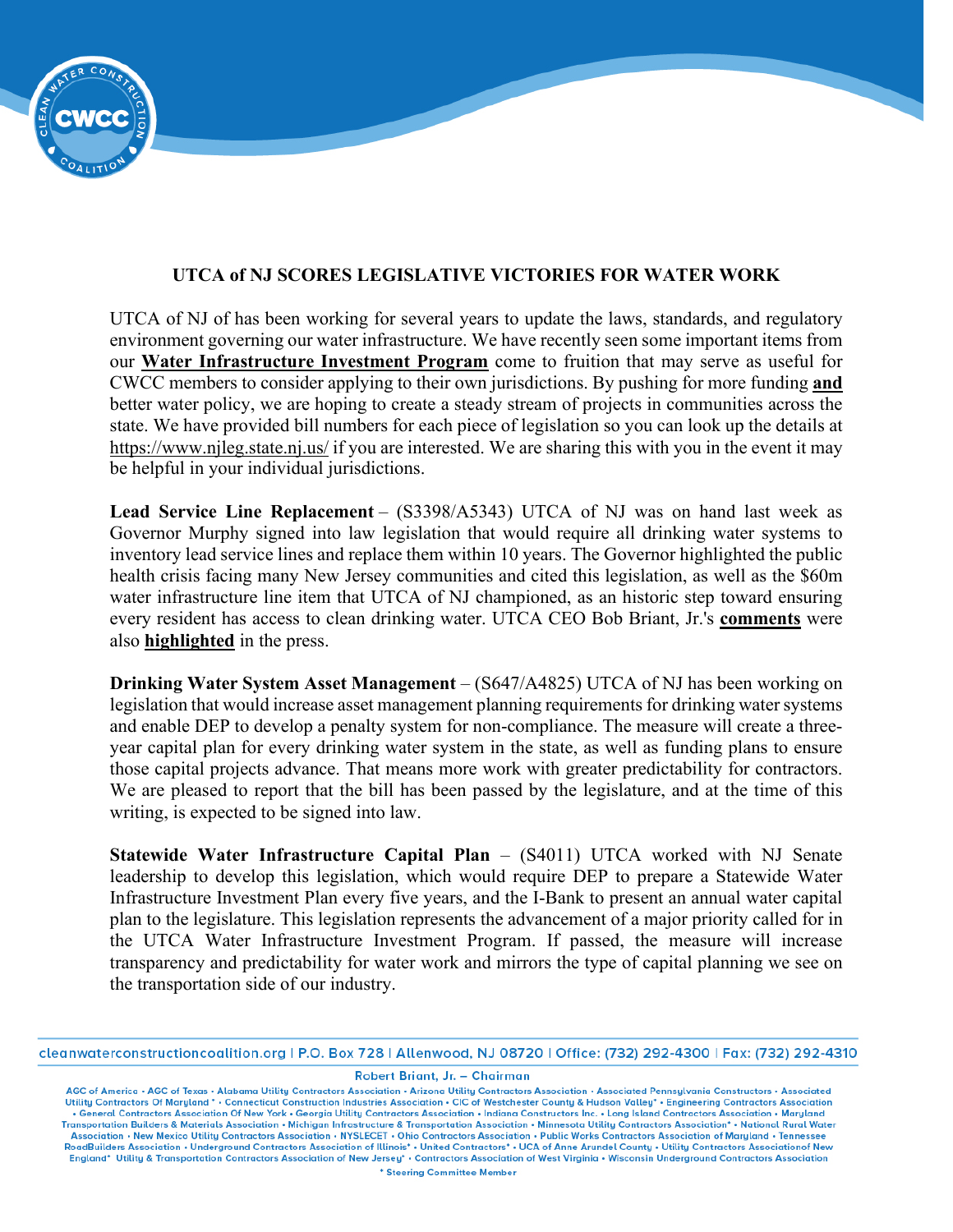**UTCA of NJ SCORES LEGISLATIVE VICTORIES FOR WATER WORK**

UTCA of NJ of has been working for several years to update the laws, standards, and regulatory environment governing our water infrastructure. We have recently seen some important items from our **Water Infrastructure Investment Program** come to fruition that may serve as useful for CWCC members to consider applying to their own jurisdictions. By pushing for more funding **and** better water policy, we are hoping to create a steady stream of projects in communities across the state. We have provided bill numbers for each piece of legislation so you can look up the details at https://www.njleg.state.nj.us/ if you are interested. We are sharing this with you in the event it may be helpful in your individual jurisdictions.

**Lead Service Line Replacement** – (S3398/A5343) UTCA of NJ was on hand last week as Governor Murphy signed into law legislation that would require all drinking water systems to inventory lead service lines and replace them within 10 years. The Governor highlighted the public health crisis facing many New Jersey communities and cited this legislation, as well as the $60m water infrastructure line item that UTCA of NJ championed, as an historic step toward ensuring every resident has access to clean drinking water. UTCA CEO Bob Briant, Jr.'s **comments** were also **highlighted** in the press.

**Drinking Water System Asset Management** – (S647/A4825) UTCA of NJ has been working on legislation that would increase asset management planning requirements for drinking water systems and enable DEP to develop a penalty system for non-compliance. The measure will create a three-year capital plan for every drinking water system in the state, as well as funding plans to ensure those capital projects advance. That means more work with greater predictability for contractors. We are pleased to report that the bill has been passed by the legislature, and at the time of this writing, is expected to be signed into law.

**Statewide Water Infrastructure Capital Plan** – (S4011) UTCA worked with NJ Senate leadership to develop this legislation, which would require DEP to prepare a Statewide Water Infrastructure Investment Plan every five years, and the I-Bank to present an annual water capital plan to the legislature. This legislation represents the advancement of a major priority called for in the UTCA Water Infrastructure Investment Program. If passed, the measure will increase transparency and predictability for water work and mirrors the type of capital planning we see on the transportation side of our industry.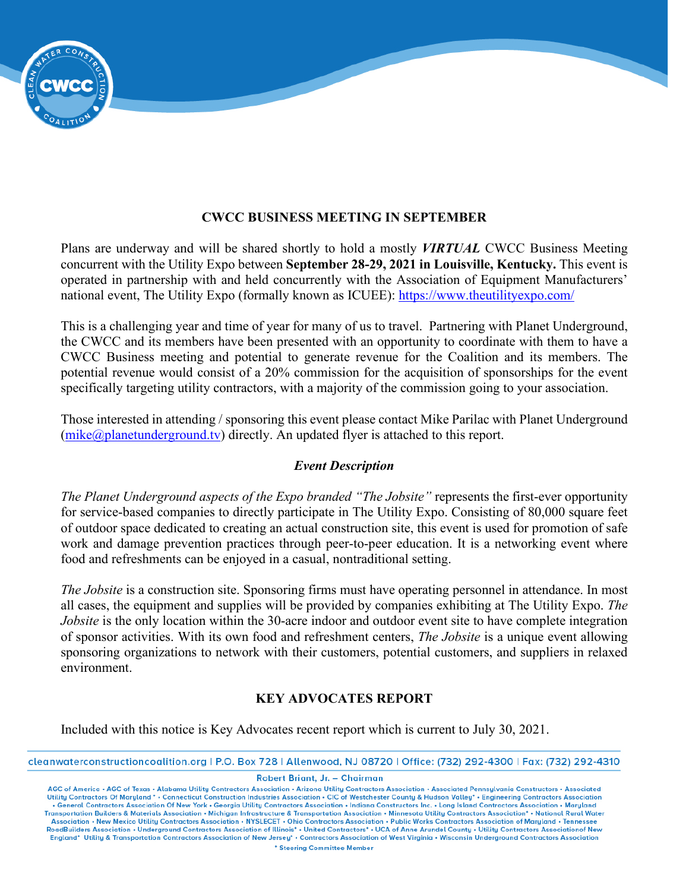## CWCC BUSINESS MEETING IN SEPTEMBER

Plans are underway and will be shared shortly to hold a mostly ***VIRTUAL*** CWCC Business Meeting concurrent with the Utility Expo between **September 28-29, 2021 in Louisville, Kentucky.** This event is operated in partnership with and held concurrently with the Association of Equipment Manufacturers' national event, The Utility Expo (formally known as ICUEE): https://www.theutilityexpo.com/

This is a challenging year and time of year for many of us to travel. Partnering with Planet Underground, the CWCC and its members have been presented with an opportunity to coordinate with them to have a CWCC Business meeting and potential to generate revenue for the Coalition and its members. The potential revenue would consist of a 20% commission for the acquisition of sponsorships for the event specifically targeting utility contractors, with a majority of the commission going to your association.

Those interested in attending / sponsoring this event please contact Mike Parilac with Planet Underground (mike@planetunderground.tv) directly. An updated flyer is attached to this report.

### *Event Description*

*The Planet Underground aspects of the Expo branded "The Jobsite"* represents the first-ever opportunity for service-based companies to directly participate in The Utility Expo. Consisting of 80,000 square feet of outdoor space dedicated to creating an actual construction site, this event is used for promotion of safe work and damage prevention practices through peer-to-peer education. It is a networking event where food and refreshments can be enjoyed in a casual, nontraditional setting.

*The Jobsite* is a construction site. Sponsoring firms must have operating personnel in attendance. In most all cases, the equipment and supplies will be provided by companies exhibiting at The Utility Expo. *The Jobsite* is the only location within the 30-acre indoor and outdoor event site to have complete integration of sponsor activities. With its own food and refreshment centers, *The Jobsite* is a unique event allowing sponsoring organizations to network with their customers, potential customers, and suppliers in relaxed environment.

## KEY ADVOCATES REPORT

Included with this notice is Key Advocates recent report which is current to July 30, 2021.

cleanwaterconstructioncoalition.org | P.O. Box 728 | Allenwood, NJ 08720 | Office: (732) 292-4300 | Fax: (732) 292-4310

Robert Briant, Jr. – Chairman

AGC of America • AGC of Texas • Alabama Utility Contractors Association • Arizona Utility Contractors Association • Associated Pennsylvania Constructors • Associated Utility Contractors Of Maryland * • Connecticut Construction Industries Association • CIC of Westchester County & Hudson Valley* • Engineering Contractors Association • General Contractors Association Of New York • Georgia Utility Contractors Association • Indiana Constructors Inc. • Long Island Contractors Association • Maryland Transportation Builders & Materials Association • Michigan Infrastructure & Transportation Association • Minnesota Utility Contractors Association* • National Rural Water Association • New Mexico Utility Contractors Association • NYSLECET • Ohio Contractors Association • Public Works Contractors Association of Maryland • Tennessee RoadBuilders Association • Underground Contractors Association of Illinois* • United Contractors* • UCA of Anne Arundel County • Utility Contractors Associationof New England* Utility & Transportation Contractors Association of New Jersey* • Contractors Association of West Virginia • Wisconsin Underground Contractors Association

* Steering Committee Member